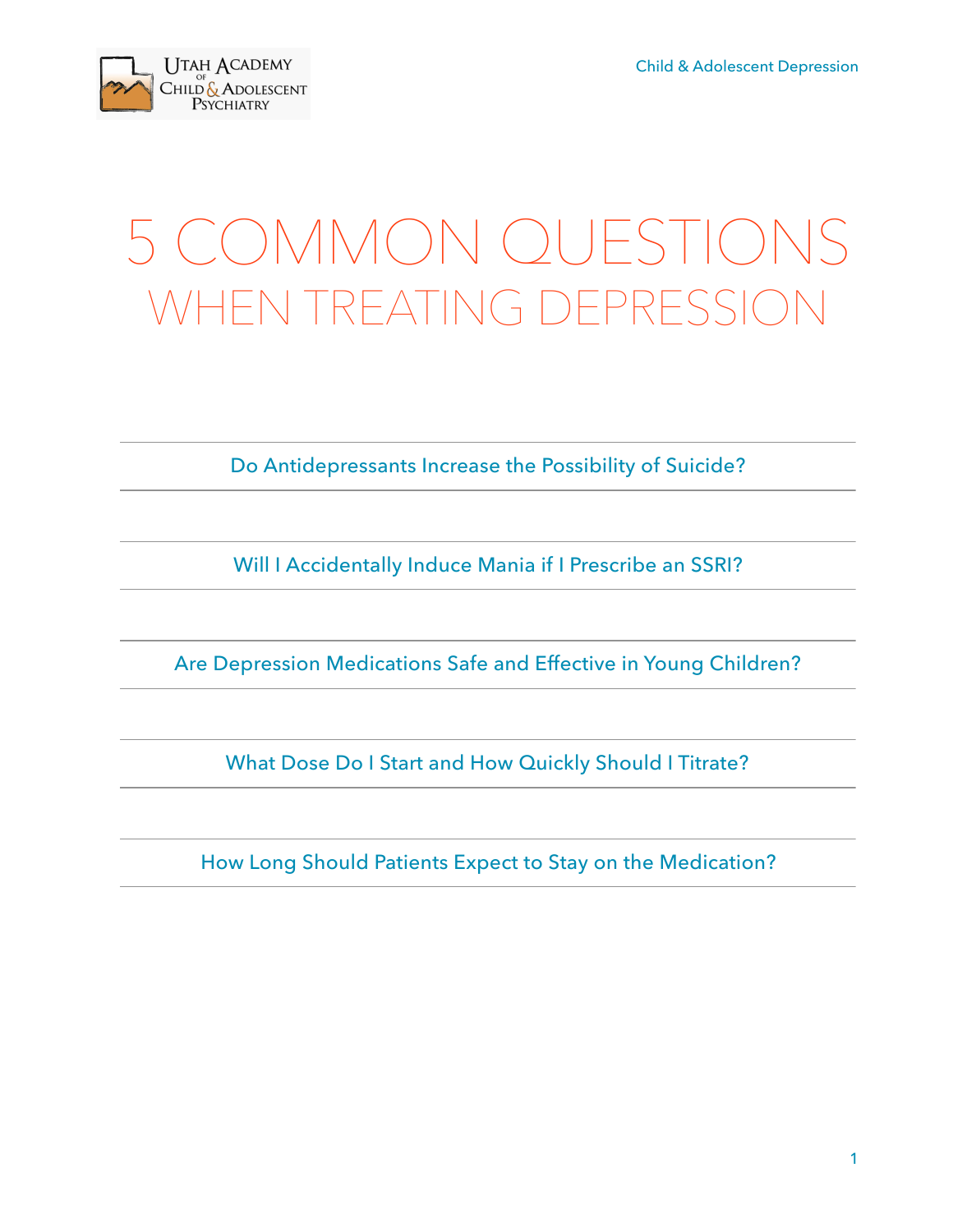# 5 COMMON QUESTIONS

## WHEN TREATING DEPRESSION

---

Do Antidepressants Increase the Possibility of Suicide?

---

Will I Accidentally Induce Mania if I Prescribe an SSRI?

---

Are Depression Medications Safe and Effective in Young Children?

---

What Dose Do I Start and How Quickly Should I Titrate?

---

How Long Should Patients Expect to Stay on the Medication?

---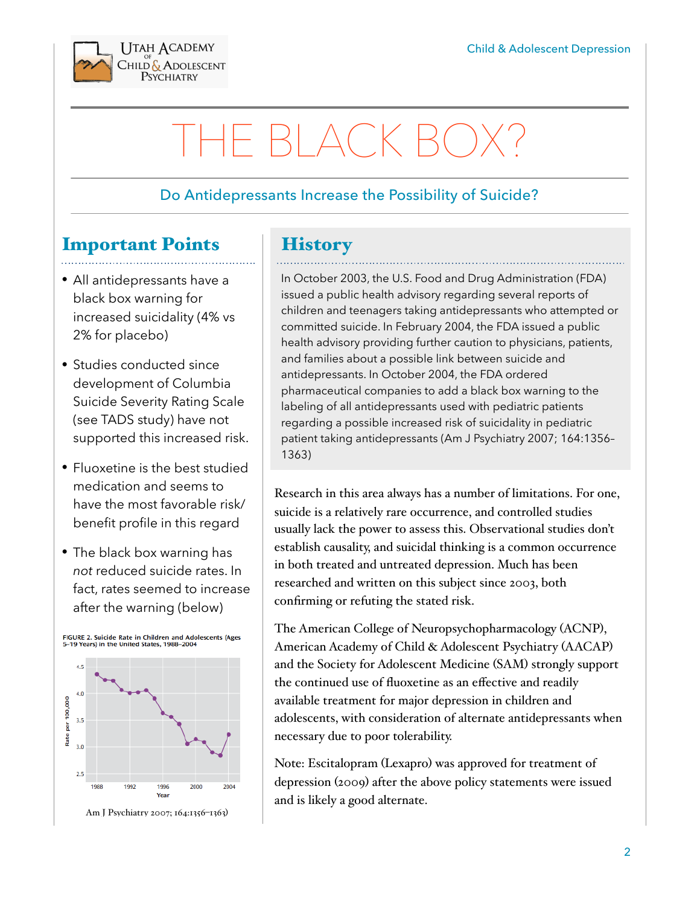# THE BLACK BOX?

Do Antidepressants Increase the Possibility of Suicide?

## Important Points

- All antidepressants have a black box warning for increased suicidality (4% vs 2% for placebo)
- Studies conducted since development of Columbia Suicide Severity Rating Scale (see TADS study) have not supported this increased risk.
- Fluoxetine is the best studied medication and seems to have the most favorable risk/benefit profile in this regard
- The black box warning has *not* reduced suicide rates. In fact, rates seemed to increase after the warning (below)

FIGURE 2. Suicide Rate in Children and Adolescents (Ages 5–19 Years) in the United States, 1988–2004

Am J Psychiatry 2007; 164:1356–1363)

## History

In October 2003, the U.S. Food and Drug Administration (FDA) issued a public health advisory regarding several reports of children and teenagers taking antidepressants who attempted or committed suicide. In February 2004, the FDA issued a public health advisory providing further caution to physicians, patients, and families about a possible link between suicide and antidepressants. In October 2004, the FDA ordered pharmaceutical companies to add a black box warning to the labeling of all antidepressants used with pediatric patients regarding a possible increased risk of suicidality in pediatric patient taking antidepressants (Am J Psychiatry 2007; 164:1356–1363)

Research in this area always has a number of limitations. For one, suicide is a relatively rare occurrence, and controlled studies usually lack the power to assess this. Observational studies don't establish causality, and suicidal thinking is a common occurrence in both treated and untreated depression. Much has been researched and written on this subject since 2003, both confirming or refuting the stated risk.

The American College of Neuropsychopharmacology (ACNP), American Academy of Child & Adolescent Psychiatry (AACAP) and the Society for Adolescent Medicine (SAM) strongly support the continued use of fluoxetine as an effective and readily available treatment for major depression in children and adolescents, with consideration of alternate antidepressants when necessary due to poor tolerability.

Note: Escitalopram (Lexapro) was approved for treatment of depression (2009) after the above policy statements were issued and is likely a good alternate.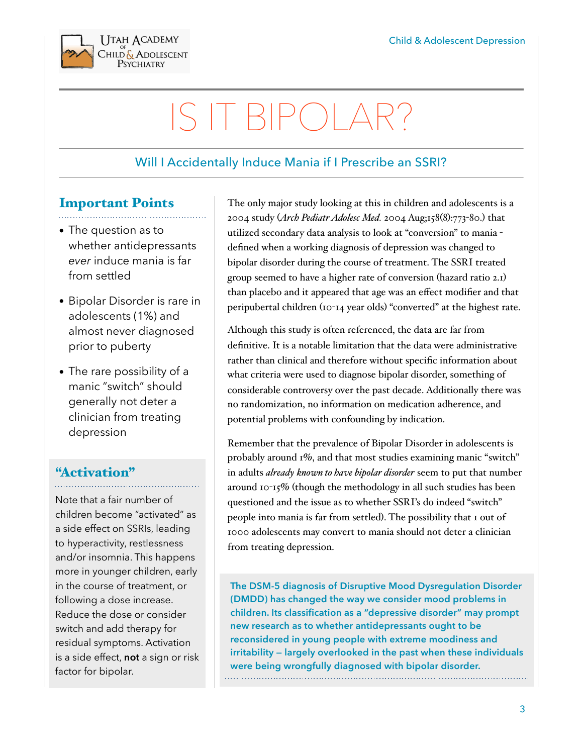# IS IT BIPOLAR?

## Will I Accidentally Induce Mania if I Prescribe an SSRI?

### Important Points

- The question as to whether antidepressants *ever* induce mania is far from settled
- Bipolar Disorder is rare in adolescents (1%) and almost never diagnosed prior to puberty
- The rare possibility of a manic "switch" should generally not deter a clinician from treating depression

### "Activation"

Note that a fair number of children become "activated" as a side effect on SSRIs, leading to hyperactivity, restlessness and/or insomnia. This happens more in younger children, early in the course of treatment, or following a dose increase. Reduce the dose or consider switch and add therapy for residual symptoms. Activation is a side effect, **not** a sign or risk factor for bipolar.

The only major study looking at this in children and adolescents is a 2004 study (*Arch Pediatr Adolesc Med.* 2004 Aug;158(8):773-80.) that utilized secondary data analysis to look at "conversion" to mania - defined when a working diagnosis of depression was changed to bipolar disorder during the course of treatment. The SSRI treated group seemed to have a higher rate of conversion (hazard ratio 2.1) than placebo and it appeared that age was an effect modifier and that peripubertal children (10-14 year olds) "converted" at the highest rate.

Although this study is often referenced, the data are far from definitive. It is a notable limitation that the data were administrative rather than clinical and therefore without specific information about what criteria were used to diagnose bipolar disorder, something of considerable controversy over the past decade. Additionally there was no randomization, no information on medication adherence, and potential problems with confounding by indication.

Remember that the prevalence of Bipolar Disorder in adolescents is probably around 1%, and that most studies examining manic "switch" in adults *already known to have bipolar disorder* seem to put that number around 10-15% (though the methodology in all such studies has been questioned and the issue as to whether SSRI's do indeed "switch" people into mania is far from settled). The possibility that 1 out of 1000 adolescents may convert to mania should not deter a clinician from treating depression.

**The DSM-5 diagnosis of Disruptive Mood Dysregulation Disorder (DMDD) has changed the way we consider mood problems in children. Its classification as a "depressive disorder" may prompt new research as to whether antidepressants ought to be reconsidered in young people with extreme moodiness and irritability – largely overlooked in the past when these individuals were being wrongfully diagnosed with bipolar disorder.**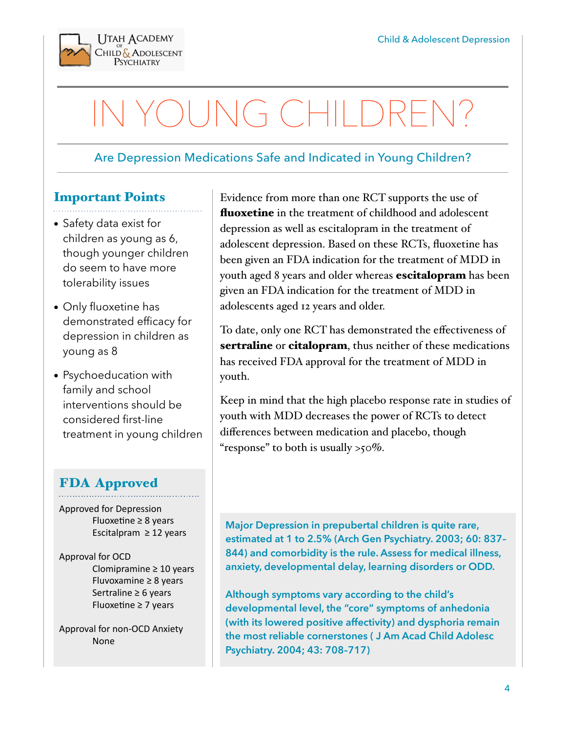# IN YOUNG CHILDREN?

## Are Depression Medications Safe and Indicated in Young Children?

### Important Points

- Safety data exist for children as young as 6, though younger children do seem to have more tolerability issues
- Only fluoxetine has demonstrated efficacy for depression in children as young as 8
- Psychoeducation with family and school interventions should be considered first-line treatment in young children

### FDA Approved

Approved for Depression
- Fluoxetine ≥ 8 years
- Escitalpram ≥ 12 years

Approval for OCD
- Clomipramine ≥ 10 years
- Fluvoxamine ≥ 8 years
- Sertraline ≥ 6 years
- Fluoxetine ≥ 7 years

Approval for non-OCD Anxiety
- None

Evidence from more than one RCT supports the use of **fluoxetine** in the treatment of childhood and adolescent depression as well as escitalopram in the treatment of adolescent depression. Based on these RCTs, fluoxetine has been given an FDA indication for the treatment of MDD in youth aged 8 years and older whereas **escitalopram** has been given an FDA indication for the treatment of MDD in adolescents aged 12 years and older.

To date, only one RCT has demonstrated the effectiveness of **sertraline** or **citalopram**, thus neither of these medications has received FDA approval for the treatment of MDD in youth.

Keep in mind that the high placebo response rate in studies of youth with MDD decreases the power of RCTs to detect differences between medication and placebo, though "response" to both is usually >50%.

**Major Depression in prepubertal children is quite rare, estimated at 1 to 2.5% (Arch Gen Psychiatry. 2003; 60: 837-844) and comorbidity is the rule. Assess for medical illness, anxiety, developmental delay, learning disorders or ODD.**

**Although symptoms vary according to the child's developmental level, the "core" symptoms of anhedonia (with its lowered positive affectivity) and dysphoria remain the most reliable cornerstones ( J Am Acad Child Adolesc Psychiatry. 2004; 43: 708-717)**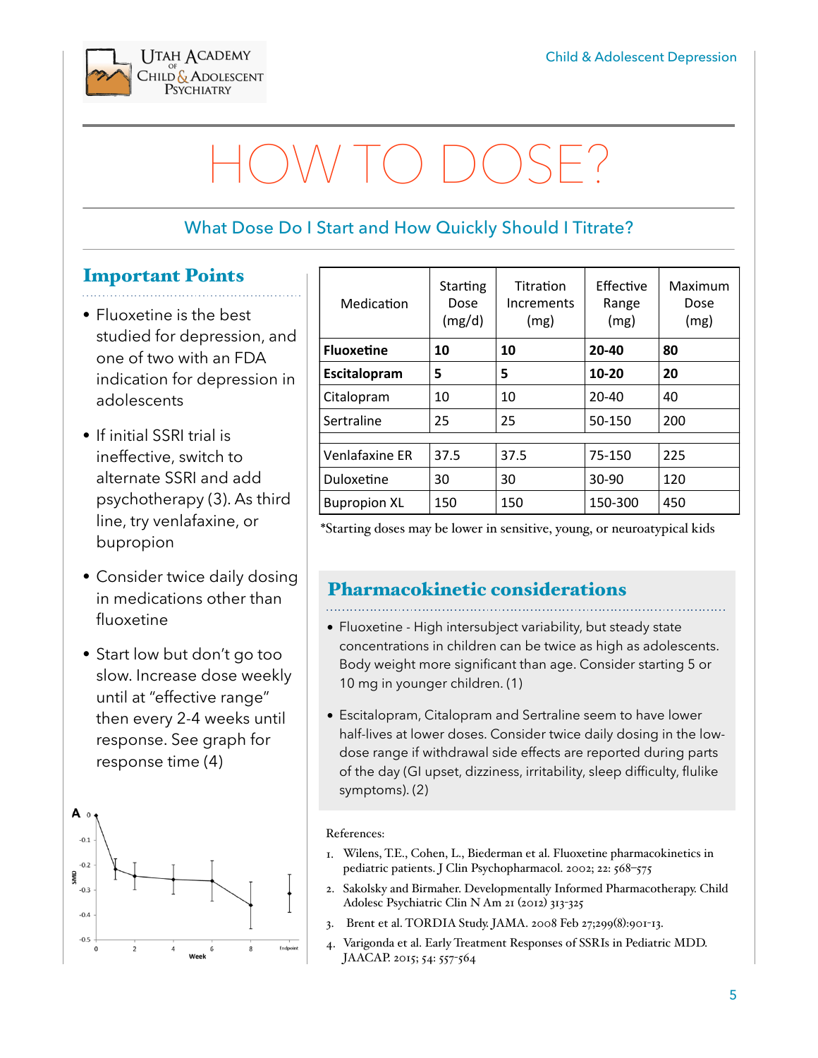# HOW TO DOSE?

## What Dose Do I Start and How Quickly Should I Titrate?

### Important Points

- Fluoxetine is the best studied for depression, and one of two with an FDA indication for depression in adolescents
- If initial SSRI trial is ineffective, switch to alternate SSRI and add psychotherapy (3). As third line, try venlafaxine, or bupropion
- Consider twice daily dosing in medications other than fluoxetine
- Start low but don't go too slow. Increase dose weekly until at "effective range" then every 2-4 weeks until response. See graph for response time (4)

| Medication | Starting Dose (mg/d) | Titration Increments (mg) | Effective Range (mg) | Maximum Dose (mg) |
|---|---|---|---|---|
| **Fluoxetine** | **10** | **10** | **20-40** | **80** |
| **Escitalopram** | **5** | **5** | **10-20** | **20** |
| Citalopram | 10 | 10 | 20-40 | 40 |
| Sertraline | 25 | 25 | 50-150 | 200 |
| | | | | |
| Venlafaxine ER | 37.5 | 37.5 | 75-150 | 225 |
| Duloxetine | 30 | 30 | 30-90 | 120 |
| Bupropion XL | 150 | 150 | 150-300 | 450 |

*Starting doses may be lower in sensitive, young, or neuroatypical kids

### Pharmacokinetic considerations

- Fluoxetine - High intersubject variability, but steady state concentrations in children can be twice as high as adolescents. Body weight more significant than age. Consider starting 5 or 10 mg in younger children. (1)
- Escitalopram, Citalopram and Sertraline seem to have lower half-lives at lower doses. Consider twice daily dosing in the low-dose range if withdrawal side effects are reported during parts of the day (GI upset, dizziness, irritability, sleep difficulty, flulike symptoms). (2)

References:

1. Wilens, T.E., Cohen, L., Biederman et al. Fluoxetine pharmacokinetics in pediatric patients. J Clin Psychopharmacol. 2002; 22: 568–575
2. Sakolsky and Birmaher. Developmentally Informed Pharmacotherapy. Child Adolesc Psychiatric Clin N Am 21 (2012) 313-325
3. Brent et al. TORDIA Study. JAMA. 2008 Feb 27;299(8):901-13.
4. Varigonda et al. Early Treatment Responses of SSRIs in Pediatric MDD. JAACAP. 2015; 54: 557-564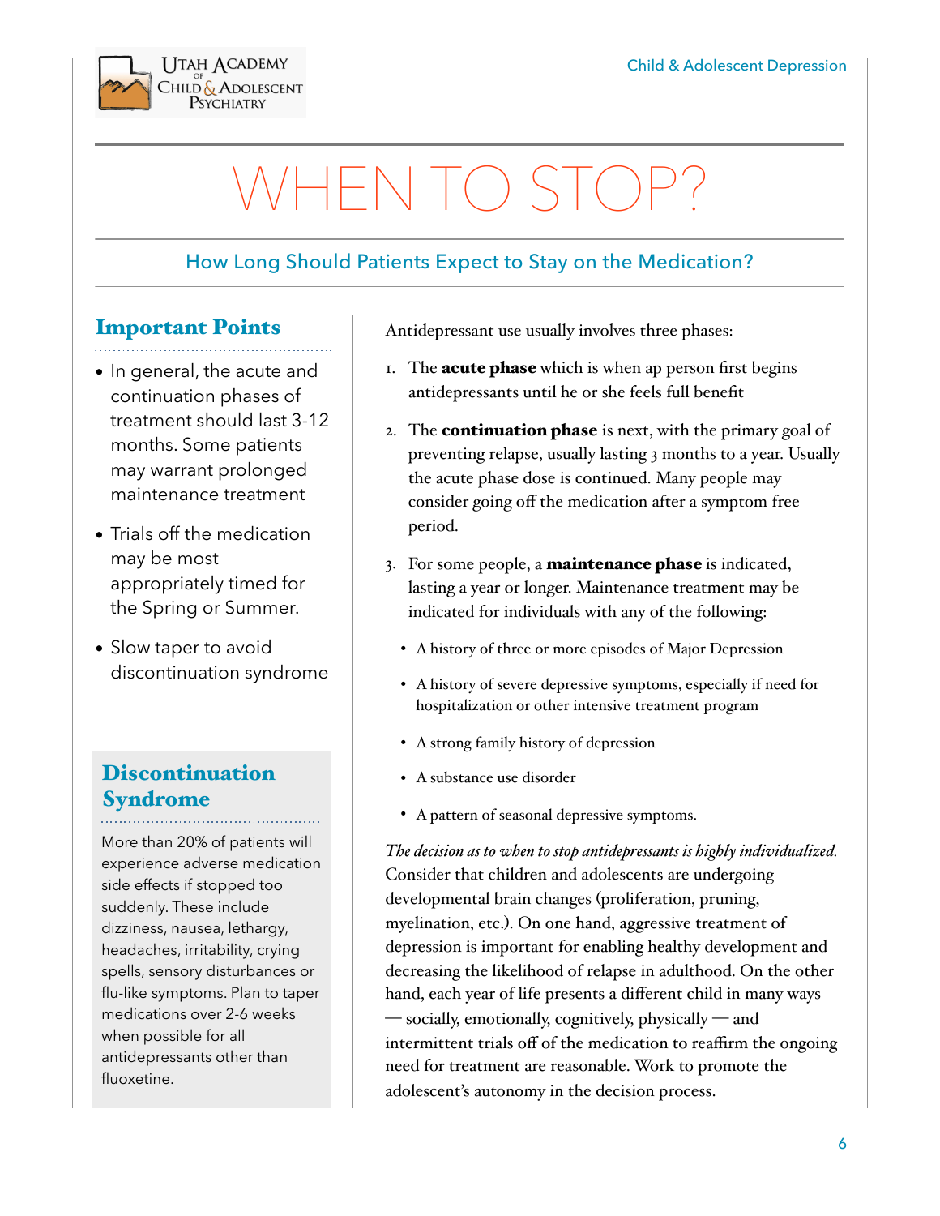# WHEN TO STOP?

## How Long Should Patients Expect to Stay on the Medication?

### Important Points

- In general, the acute and continuation phases of treatment should last 3-12 months. Some patients may warrant prolonged maintenance treatment
- Trials off the medication may be most appropriately timed for the Spring or Summer.
- Slow taper to avoid discontinuation syndrome

### Discontinuation Syndrome

More than 20% of patients will experience adverse medication side effects if stopped too suddenly. These include dizziness, nausea, lethargy, headaches, irritability, crying spells, sensory disturbances or flu-like symptoms. Plan to taper medications over 2-6 weeks when possible for all antidepressants other than fluoxetine.

Antidepressant use usually involves three phases:

1. The **acute phase** which is when ap person first begins antidepressants until he or she feels full benefit
2. The **continuation phase** is next, with the primary goal of preventing relapse, usually lasting 3 months to a year. Usually the acute phase dose is continued. Many people may consider going off the medication after a symptom free period.
3. For some people, a **maintenance phase** is indicated, lasting a year or longer. Maintenance treatment may be indicated for individuals with any of the following:
    - A history of three or more episodes of Major Depression
    - A history of severe depressive symptoms, especially if need for hospitalization or other intensive treatment program
    - A strong family history of depression
    - A substance use disorder
    - A pattern of seasonal depressive symptoms.

*The decision as to when to stop antidepressants is highly individualized.* Consider that children and adolescents are undergoing developmental brain changes (proliferation, pruning, myelination, etc.). On one hand, aggressive treatment of depression is important for enabling healthy development and decreasing the likelihood of relapse in adulthood. On the other hand, each year of life presents a different child in many ways — socially, emotionally, cognitively, physically — and intermittent trials off of the medication to reaffirm the ongoing need for treatment are reasonable. Work to promote the adolescent's autonomy in the decision process.